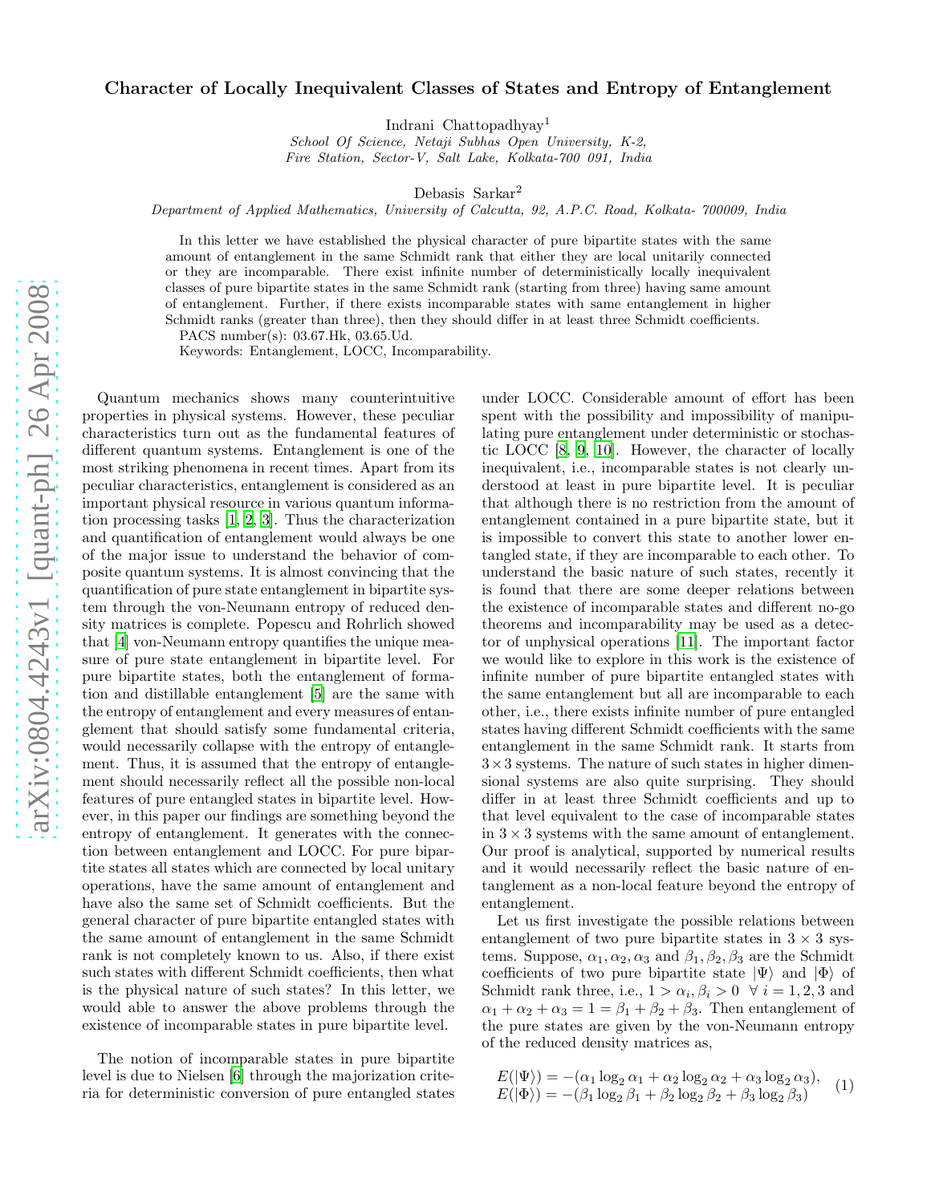# Character of Locally Inequivalent Classes of States and Entropy of Entanglement

Indrani Chattopadhyay[1]

*School Of Science, Netaji Subhas Open University, K-2, Fire Station, Sector-V, Salt Lake, Kolkata-700 091, India*

Debasis Sarkar[2]

*Department of Applied Mathematics, University of Calcutta, 92, A.P.C. Road, Kolkata- 700009, India*

In this letter we have established the physical character of pure bipartite states with the same amount of entanglement in the same Schmidt rank that either they are local unitarily connected or they are incomparable. There exist infinite number of deterministically locally inequivalent classes of pure bipartite states in the same Schmidt rank (starting from three) having same amount of entanglement. Further, if there exists incomparable states with same entanglement in higher Schmidt ranks (greater than three), then they should differ in at least three Schmidt coefficients.

PACS number(s): 03.67.Hk, 03.65.Ud.

Keywords: Entanglement, LOCC, Incomparability.

Quantum mechanics shows many counterintuitive properties in physical systems. However, these peculiar characteristics turn out as the fundamental features of different quantum systems. Entanglement is one of the most striking phenomena in recent times. Apart from its peculiar characteristics, entanglement is considered as an important physical resource in various quantum information processing tasks [1, 2, 3]. Thus the characterization and quantification of entanglement would always be one of the major issue to understand the behavior of composite quantum systems. It is almost convincing that the quantification of pure state entanglement in bipartite system through the von-Neumann entropy of reduced density matrices is complete. Popescu and Rohrlich showed that [4] von-Neumann entropy quantifies the unique measure of pure state entanglement in bipartite level. For pure bipartite states, both the entanglement of formation and distillable entanglement [5] are the same with the entropy of entanglement and every measures of entanglement that should satisfy some fundamental criteria, would necessarily collapse with the entropy of entanglement. Thus, it is assumed that the entropy of entanglement should necessarily reflect all the possible non-local features of pure entangled states in bipartite level. However, in this paper our findings are something beyond the entropy of entanglement. It generates with the connection between entanglement and LOCC. For pure bipartite states all states which are connected by local unitary operations, have the same amount of entanglement and have also the same set of Schmidt coefficients. But the general character of pure bipartite entangled states with the same amount of entanglement in the same Schmidt rank is not completely known to us. Also, if there exist such states with different Schmidt coefficients, then what is the physical nature of such states? In this letter, we would able to answer the above problems through the existence of incomparable states in pure bipartite level.

The notion of incomparable states in pure bipartite level is due to Nielsen [6] through the majorization criteria for deterministic conversion of pure entangled states under LOCC. Considerable amount of effort has been spent with the possibility and impossibility of manipulating pure entanglement under deterministic or stochastic LOCC [8, 9, 10]. However, the character of locally inequivalent, i.e., incomparable states is not clearly understood at least in pure bipartite level. It is peculiar that although there is no restriction from the amount of entanglement contained in a pure bipartite state, but it is impossible to convert this state to another lower entangled state, if they are incomparable to each other. To understand the basic nature of such states, recently it is found that there are some deeper relations between the existence of incomparable states and different no-go theorems and incomparability may be used as a detector of unphysical operations [11]. The important factor we would like to explore in this work is the existence of infinite number of pure bipartite entangled states with the same entanglement but all are incomparable to each other, i.e., there exists infinite number of pure entangled states having different Schmidt coefficients with the same entanglement in the same Schmidt rank. It starts from $3\times 3$ systems. The nature of such states in higher dimensional systems are also quite surprising. They should differ in at least three Schmidt coefficients and up to that level equivalent to the case of incomparable states in $3\times 3$ systems with the same amount of entanglement. Our proof is analytical, supported by numerical results and it would necessarily reflect the basic nature of entanglement as a non-local feature beyond the entropy of entanglement.

Let us first investigate the possible relations between entanglement of two pure bipartite states in $3\times 3$ systems. Suppose, $\alpha_1, \alpha_2, \alpha_3$ and $\beta_1, \beta_2, \beta_3$ are the Schmidt coefficients of two pure bipartite state $|\Psi\rangle$ and $|\Phi\rangle$ of Schmidt rank three, i.e., $1 > \alpha_i, \beta_i > 0 \ \ \forall\ i = 1, 2, 3$ and $\alpha_1 + \alpha_2 + \alpha_3 = 1 = \beta_1 + \beta_2 + \beta_3$. Then entanglement of the pure states are given by the von-Neumann entropy of the reduced density matrices as,

$$
\begin{aligned}
E(|\Psi\rangle) &= -(\alpha_1 \log_2 \alpha_1 + \alpha_2 \log_2 \alpha_2 + \alpha_3 \log_2 \alpha_3),\\
E(|\Phi\rangle) &= -(\beta_1 \log_2 \beta_1 + \beta_2 \log_2 \beta_2 + \beta_3 \log_2 \beta_3)
\end{aligned}
\tag{1}
$$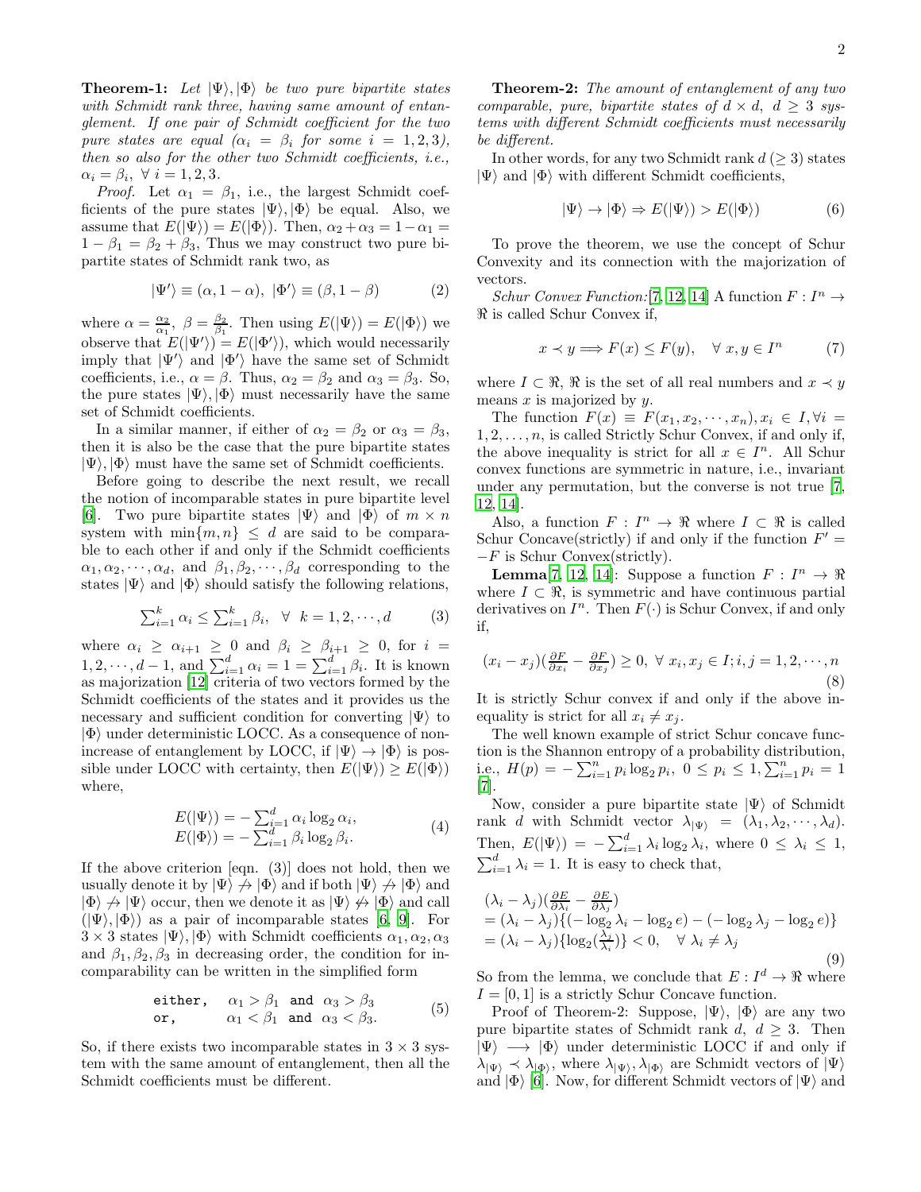**Theorem-1:** *Let $|\Psi\rangle, |\Phi\rangle$ be two pure bipartite states with Schmidt rank three, having same amount of entanglement. If one pair of Schmidt coefficient for the two pure states are equal ($\alpha_i = \beta_i$ for some $i = 1, 2, 3$), then so also for the other two Schmidt coefficients, i.e., $\alpha_i = \beta_i, \ \forall \ i = 1, 2, 3$.*

*Proof.* Let $\alpha_1 = \beta_1$, i.e., the largest Schmidt coefficients of the pure states $|\Psi\rangle, |\Phi\rangle$ be equal. Also, we assume that $E(|\Psi\rangle) = E(|\Phi\rangle)$. Then, $\alpha_2 + \alpha_3 = 1 - \alpha_1 = 1 - \beta_1 = \beta_2 + \beta_3$, Thus we may construct two pure bipartite states of Schmidt rank two, as

$$|\Psi'\rangle \equiv (\alpha, 1-\alpha), \ |\Phi'\rangle \equiv (\beta, 1-\beta) \tag{2}$$

where $\alpha = \frac{\alpha_2}{\alpha_1}, \ \beta = \frac{\beta_2}{\beta_1}$. Then using $E(|\Psi\rangle) = E(|\Phi\rangle)$ we observe that $E(|\Psi'\rangle) = E(|\Phi'\rangle)$, which would necessarily imply that $|\Psi'\rangle$ and $|\Phi'\rangle$ have the same set of Schmidt coefficients, i.e., $\alpha = \beta$. Thus, $\alpha_2 = \beta_2$ and $\alpha_3 = \beta_3$. So, the pure states $|\Psi\rangle, |\Phi\rangle$ must necessarily have the same set of Schmidt coefficients.

In a similar manner, if either of $\alpha_2 = \beta_2$ or $\alpha_3 = \beta_3$, then it is also be the case that the pure bipartite states $|\Psi\rangle, |\Phi\rangle$ must have the same set of Schmidt coefficients.

Before going to describe the next result, we recall the notion of incomparable states in pure bipartite level [6]. Two pure bipartite states $|\Psi\rangle$ and $|\Phi\rangle$ of $m \times n$ system with $\min\{m, n\} \le d$ are said to be comparable to each other if and only if the Schmidt coefficients $\alpha_1, \alpha_2, \cdots, \alpha_d$, and $\beta_1, \beta_2, \cdots, \beta_d$ corresponding to the states $|\Psi\rangle$ and $|\Phi\rangle$ should satisfy the following relations,

$$\textstyle\sum_{i=1}^{k} \alpha_i \le \sum_{i=1}^{k} \beta_i, \ \ \forall \ \ k = 1, 2, \cdots, d \tag{3}$$

where $\alpha_i \ge \alpha_{i+1} \ge 0$ and $\beta_i \ge \beta_{i+1} \ge 0$, for $i = 1, 2, \cdots, d-1$, and $\sum_{i=1}^{d} \alpha_i = 1 = \sum_{i=1}^{d} \beta_i$. It is known as majorization [12] criteria of two vectors formed us the Schmidt coefficients of the states and it provides us the necessary and sufficient condition for converting $|\Psi\rangle$ to $|\Phi\rangle$ under deterministic LOCC. As a consequence of non-increase of entanglement by LOCC, if $|\Psi\rangle \to |\Phi\rangle$ is possible under LOCC with certainty, then $E(|\Psi\rangle) \ge E(|\Phi\rangle)$ where,

$$\begin{array}{l} E(|\Psi\rangle) = -\sum_{i=1}^{d} \alpha_i \log_2 \alpha_i, \\ E(|\Phi\rangle) = -\sum_{i=1}^{d} \beta_i \log_2 \beta_i. \end{array} \tag{4}$$

If the above criterion [eqn. (3)] does not hold, then we usually denote it by $|\Psi\rangle \not\to |\Phi\rangle$ and if both $|\Psi\rangle \not\to |\Phi\rangle$ and $|\Phi\rangle \not\to |\Psi\rangle$ occur, then we denote it as $|\Psi\rangle \not\leftrightarrow |\Phi\rangle$ and call $(|\Psi\rangle, |\Phi\rangle)$ as a pair of incomparable states [6, 9]. For $3 \times 3$ states $|\Psi\rangle, |\Phi\rangle$ with Schmidt coefficients $\alpha_1, \alpha_2, \alpha_3$ and $\beta_1, \beta_2, \beta_3$ in decreasing order, the condition for incomparability can be written in the simplified form

$$\begin{array}{lll} \texttt{either,} & \alpha_1 > \beta_1 \ \texttt{and} \ \alpha_3 > \beta_3 \\ \texttt{or,} & \alpha_1 < \beta_1 \ \texttt{and} \ \alpha_3 < \beta_3. \end{array} \tag{5}$$

So, if there exists two incomparable states in $3 \times 3$ system with the same amount of entanglement, then all the Schmidt coefficients must be different.

**Theorem-2:** *The amount of entanglement of any two comparable, pure, bipartite states of $d \times d$, $d \ge 3$ systems with different Schmidt coefficients must necessarily be different.*

In other words, for any two Schmidt rank $d \ (\ge 3)$ states $|\Psi\rangle$ and $|\Phi\rangle$ with different Schmidt coefficients,

$$|\Psi\rangle \to |\Phi\rangle \Rightarrow E(|\Psi\rangle) > E(|\Phi\rangle) \tag{6}$$

To prove the theorem, we use the concept of Schur Convexity and its connection with the majorization of vectors.

*Schur Convex Function:*[7, 12, 14] A function $F : I^n \to \Re$ is called Schur Convex if,

$$x \prec y \Longrightarrow F(x) \le F(y), \quad \forall \ x, y \in I^n \tag{7}$$

where $I \subset \Re$, $\Re$ is the set of all real numbers and $x \prec y$ means $x$ is majorized by $y$.

The function $F(x) \equiv F(x_1, x_2, \cdots, x_n), x_i \in I, \forall i = 1, 2, \ldots, n$, is called Strictly Schur Convex, if and only if, the above inequality is strict for all $x \in I^n$. All Schur convex functions are symmetric in nature, i.e., invariant under any permutation, but the converse is not true [7, 12, 14].

Also, a function $F : I^n \to \Re$ where $I \subset \Re$ is called Schur Concave(strictly) if and only if the function $F' = -F$ is Schur Convex(strictly).

**Lemma**[7, 12, 14]: Suppose a function $F : I^n \to \Re$ where $I \subset \Re$, is symmetric and have continuous partial derivatives on $I^n$. Then $F(\cdot)$ is Schur Convex, if and only if,

$$(x_i - x_j)\left(\frac{\partial F}{\partial x_i} - \frac{\partial F}{\partial x_j}\right) \ge 0, \ \forall \ x_i, x_j \in I; i, j = 1, 2, \cdots, n \tag{8}$$

It is strictly Schur convex if and only if the above inequality is strict for all $x_i \ne x_j$.

The well known example of strict Schur concave function is the Shannon entropy of a probability distribution, i.e., $H(p) = -\sum_{i=1}^{n} p_i \log_2 p_i, \ 0 \le p_i \le 1, \sum_{i=1}^{n} p_i = 1$ [7].

Now, consider a pure bipartite state $|\Psi\rangle$ of Schmidt rank $d$ with Schmidt vector $\lambda_{|\Psi\rangle} = (\lambda_1, \lambda_2, \cdots, \lambda_d)$. Then, $E(|\Psi\rangle) = -\sum_{i=1}^{d} \lambda_i \log_2 \lambda_i$, where $0 \le \lambda_i \le 1$, $\sum_{i=1}^{d} \lambda_i = 1$. It is easy to check that,

$$\begin{array}{l} (\lambda_i - \lambda_j)\left(\frac{\partial E}{\partial \lambda_i} - \frac{\partial E}{\partial \lambda_j}\right) \\ = (\lambda_i - \lambda_j)\{(-\log_2 \lambda_i - \log_2 e) - (-\log_2 \lambda_j - \log_2 e)\} \\ = (\lambda_i - \lambda_j)\{\log_2(\frac{\lambda_j}{\lambda_i})\} < 0, \quad \forall \ \lambda_i \ne \lambda_j \end{array} \tag{9}$$

So from the lemma, we conclude that $E : I^d \to \Re$ where $I = [0, 1]$ is a strictly Schur Concave function.

Proof of Theorem-2: Suppose, $|\Psi\rangle$, $|\Phi\rangle$ are any two pure bipartite states of Schmidt rank $d$, $d \ge 3$. Then $|\Psi\rangle \longrightarrow |\Phi\rangle$ under deterministic LOCC if and only if $\lambda_{|\Psi\rangle} \prec \lambda_{|\Phi\rangle}$, where $\lambda_{|\Psi\rangle}, \lambda_{|\Phi\rangle}$ are Schmidt vectors of $|\Psi\rangle$ and $|\Phi\rangle$ [6]. Now, for different Schmidt vectors of $|\Psi\rangle$ and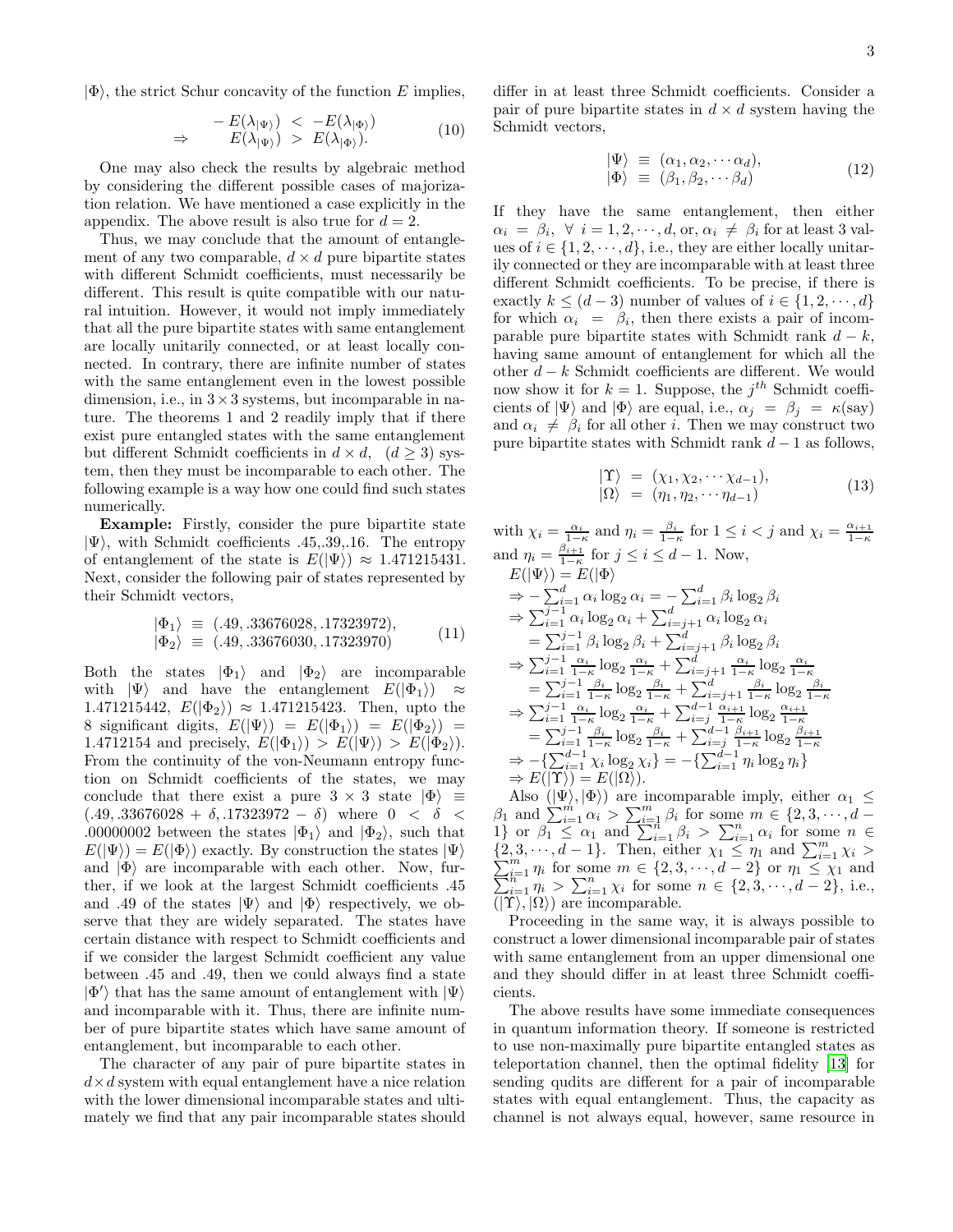$|\Phi\rangle$, the strict Schur concavity of the function $E$ implies,

$$
\begin{array}{rcl}
-E(\lambda_{|\Psi\rangle}) & < & -E(\lambda_{|\Phi\rangle}) \\
\Rightarrow \quad E(\lambda_{|\Psi\rangle}) & > & E(\lambda_{|\Phi\rangle}).
\end{array} \tag{10}
$$

One may also check the results by algebraic method by considering the different possible cases of majorization relation. We have mentioned a case explicitly in the appendix. The above result is also true for $d = 2$.

Thus, we may conclude that the amount of entanglement of any two comparable, $d \times d$ pure bipartite states with different Schmidt coefficients, must necessarily be different. This result is quite compatible with our natural intuition. However, it would not imply immediately that all the pure bipartite states with same entanglement are locally unitarily connected, or at least locally connected. In contrary, there are infinite number of states with the same entanglement even in the lowest possible dimension, i.e., in $3 \times 3$ systems, but incomparable in nature. The theorems 1 and 2 readily imply that if there exist pure entangled states with the same entanglement but different Schmidt coefficients in $d \times d$, $(d \geq 3)$ system, then they must be incomparable to each other. The following example is a way how one could find such states numerically.

**Example:** Firstly, consider the pure bipartite state $|\Psi\rangle$, with Schmidt coefficients .45,.39,.16. The entropy of entanglement of the state is $E(|\Psi\rangle) \approx 1.471215431$. Next, consider the following pair of states represented by their Schmidt vectors,

$$
\begin{array}{rcl}
|\Phi_1\rangle & \equiv & (.49, .33676028, .17323972), \\
|\Phi_2\rangle & \equiv & (.49, .33676030, .17323970)
\end{array} \tag{11}
$$

Both the states $|\Phi_1\rangle$ and $|\Phi_2\rangle$ are incomparable with $|\Psi\rangle$ and have the entanglement $E(|\Phi_1\rangle) \approx 1.471215442$, $E(|\Phi_2\rangle) \approx 1.471215423$. Then, upto the 8 significant digits, $E(|\Psi\rangle) = E(|\Phi_1\rangle) = E(|\Phi_2\rangle) = 1.4712154$ and precisely, $E(|\Phi_1\rangle) > E(|\Psi\rangle) > E(|\Phi_2\rangle)$. From the continuity of the von-Neumann entropy function on Schmidt coefficients of the states, we may conclude that there exist a pure $3 \times 3$ state $|\Phi\rangle \equiv (.49, .33676028 + \delta, .17323972 - \delta)$ where $0 < \delta < .00000002$ between the states $|\Phi_1\rangle$ and $|\Phi_2\rangle$, such that $E(|\Psi\rangle) = E(|\Phi\rangle)$ exactly. By construction the states $|\Psi\rangle$ and $|\Phi\rangle$ are incomparable with each other. Now, further, if we look at the largest Schmidt coefficients .45 and .49 of the states $|\Psi\rangle$ and $|\Phi\rangle$ respectively, we observe that they are widely separated. The states have certain distance with respect to Schmidt coefficients and if we consider the largest Schmidt coefficient any value between .45 and .49, then we could always find a state $|\Phi'\rangle$ that has the same amount of entanglement with $|\Psi\rangle$ and incomparable with it. Thus, there are infinite number of pure bipartite states which have same amount of entanglement, but incomparable to each other.

The character of any pair of pure bipartite states in $d \times d$ system with equal entanglement have a nice relation with the lower dimensional incomparable states and ultimately we find that any pair incomparable states should differ in at least three Schmidt coefficients. Consider a pair of pure bipartite states in $d \times d$ system having the Schmidt vectors,

$$
\begin{array}{rcl}
|\Psi\rangle & \equiv & (\alpha_1, \alpha_2, \cdots \alpha_d), \\
|\Phi\rangle & \equiv & (\beta_1, \beta_2, \cdots \beta_d)
\end{array} \tag{12}
$$

If they have the same entanglement, then either $\alpha_i = \beta_i, \ \forall \ i = 1, 2, \cdots, d$, or, $\alpha_i \neq \beta_i$ for at least 3 values of $i \in \{1, 2, \cdots, d\}$, i.e., they are either locally unitarily connected or they are incomparable with at least three different Schmidt coefficients. To be precise, if there is exactly $k \leq (d-3)$ number of values of $i \in \{1, 2, \cdots, d\}$ for which $\alpha_i = \beta_i$, then there exists a pair of incomparable pure bipartite states with Schmidt rank $d - k$, having same amount of entanglement for which all the other $d - k$ Schmidt coefficients are different. We would now show it for $k = 1$. Suppose, the $j^{th}$ Schmidt coefficients of $|\Psi\rangle$ and $|\Phi\rangle$ are equal, i.e., $\alpha_j = \beta_j = \kappa$(say) and $\alpha_i \neq \beta_i$ for all other $i$. Then we may construct two pure bipartite states with Schmidt rank $d - 1$ as follows,

$$
\begin{array}{rcl}
|\Upsilon\rangle & = & (\chi_1, \chi_2, \cdots \chi_{d-1}), \\
|\Omega\rangle & = & (\eta_1, \eta_2, \cdots \eta_{d-1})
\end{array} \tag{13}
$$

with $\chi_i = \frac{\alpha_i}{1-\kappa}$ and $\eta_i = \frac{\beta_i}{1-\kappa}$ for $1 \leq i < j$ and $\chi_i = \frac{\alpha_{i+1}}{1-\kappa}$ and $\eta_i = \frac{\beta_{i+1}}{1-\kappa}$ for $j \leq i \leq d-1$. Now,

$$
\begin{array}{l}
E(|\Psi\rangle) = E(|\Phi\rangle) \\
\Rightarrow -\sum_{i=1}^{d} \alpha_i \log_2 \alpha_i = -\sum_{i=1}^{d} \beta_i \log_2 \beta_i \\
\Rightarrow \sum_{i=1}^{j-1} \alpha_i \log_2 \alpha_i + \sum_{i=j+1}^{d} \alpha_i \log_2 \alpha_i \\
\quad = \sum_{i=1}^{j-1} \beta_i \log_2 \beta_i + \sum_{i=j+1}^{d} \beta_i \log_2 \beta_i \\
\Rightarrow \sum_{i=1}^{j-1} \frac{\alpha_i}{1-\kappa} \log_2 \frac{\alpha_i}{1-\kappa} + \sum_{i=j+1}^{d} \frac{\alpha_i}{1-\kappa} \log_2 \frac{\alpha_i}{1-\kappa} \\
\quad = \sum_{i=1}^{j-1} \frac{\beta_i}{1-\kappa} \log_2 \frac{\beta_i}{1-\kappa} + \sum_{i=j+1}^{d} \frac{\beta_i}{1-\kappa} \log_2 \frac{\beta_i}{1-\kappa} \\
\Rightarrow \sum_{i=1}^{j-1} \frac{\alpha_i}{1-\kappa} \log_2 \frac{\alpha_i}{1-\kappa} + \sum_{i=j}^{d-1} \frac{\alpha_{i+1}}{1-\kappa} \log_2 \frac{\alpha_{i+1}}{1-\kappa} \\
\quad = \sum_{i=1}^{j-1} \frac{\beta_i}{1-\kappa} \log_2 \frac{\beta_i}{1-\kappa} + \sum_{i=j}^{d-1} \frac{\beta_{i+1}}{1-\kappa} \log_2 \frac{\beta_{i+1}}{1-\kappa} \\
\Rightarrow -\{\sum_{i=1}^{d-1} \chi_i \log_2 \chi_i\} = -\{\sum_{i=1}^{d-1} \eta_i \log_2 \eta_i\} \\
\Rightarrow E(|\Upsilon\rangle) = E(|\Omega\rangle).
\end{array}
$$

Also $(|\Psi\rangle, |\Phi\rangle)$ are incomparable imply, either $\alpha_1 \leq \beta_1$ and $\sum_{i=1}^{m} \alpha_i > \sum_{i=1}^{m} \beta_i$ for some $m \in \{2, 3, \cdots, d-1\}$ or $\beta_1 \leq \alpha_1$ and $\sum_{i=1}^{n} \beta_i > \sum_{i=1}^{n} \alpha_i$ for some $n \in \{2, 3, \cdots, d-1\}$. Then, either $\chi_1 \leq \eta_1$ and $\sum_{i=1}^{m} \chi_i > \sum_{i=1}^{m} \eta_i$ for some $m \in \{2, 3, \cdots, d-2\}$ or $\eta_1 \leq \chi_1$ and $\sum_{i=1}^{n} \eta_i > \sum_{i=1}^{n} \chi_i$ for some $n \in \{2, 3, \cdots, d-2\}$, i.e., $(|\Upsilon\rangle, |\Omega\rangle)$ are incomparable.

Proceeding in the same way, it is always possible to construct a lower dimensional incomparable pair of states with same entanglement from an upper dimensional one and they should differ in at least three Schmidt coefficients.

The above results have some immediate consequences in quantum information theory. If someone is restricted to use non-maximally pure bipartite entangled states as teleportation channel, then the optimal fidelity [13] for sending qudits are different for a pair of incomparable states with equal entanglement. Thus, the capacity as channel is not always equal, however, same resource in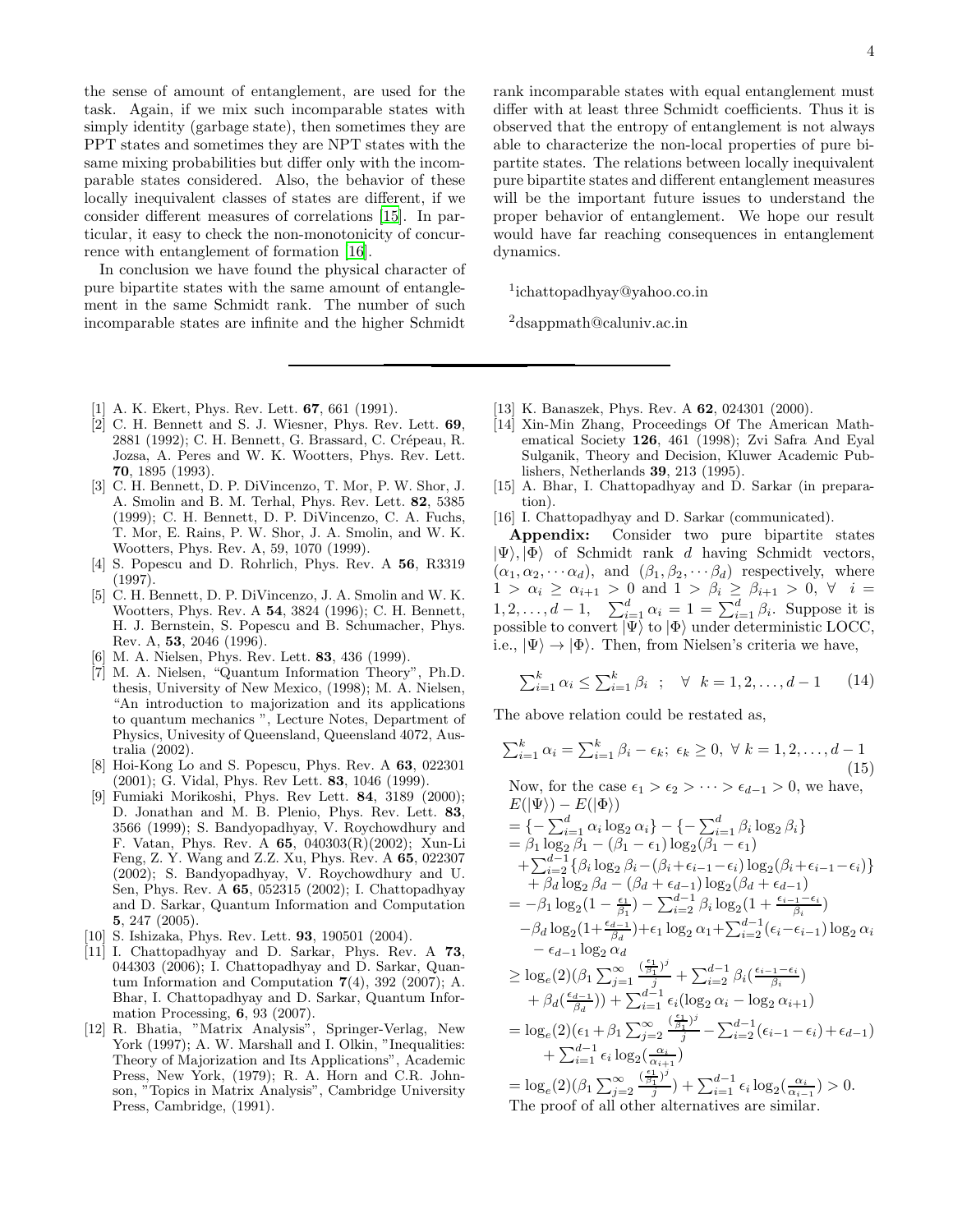the sense of amount of entanglement, are used for the task. Again, if we mix such incomparable states with simply identity (garbage state), then sometimes they are PPT states and sometimes they are NPT states with the same mixing probabilities but differ only with the incomparable states considered. Also, the behavior of these locally inequivalent classes of states are different, if we consider different measures of correlations [15]. In particular, it easy to check the non-monotonicity of concurrence with entanglement of formation [16].

In conclusion we have found the physical character of pure bipartite states with the same amount of entanglement in the same Schmidt rank. The number of such incomparable states are infinite and the higher Schmidt rank incomparable states with equal entanglement must differ with at least three Schmidt coefficients. Thus it is observed that the entropy of entanglement is not always able to characterize the non-local properties of pure bipartite states. The relations between locally inequivalent pure bipartite states and different entanglement measures will be the important future issues to understand the proper behavior of entanglement. We hope our result would have far reaching consequences in entanglement dynamics.

[1]ichattopadhyay@yahoo.co.in

[2]dsappmath@caluniv.ac.in

---

- [1] A. K. Ekert, Phys. Rev. Lett. **67**, 661 (1991).
- [2] C. H. Bennett and S. J. Wiesner, Phys. Rev. Lett. **69**, 2881 (1992); C. H. Bennett, G. Brassard, C. Crépeau, R. Jozsa, A. Peres and W. K. Wootters, Phys. Rev. Lett. **70**, 1895 (1993).
- [3] C. H. Bennett, D. P. DiVincenzo, T. Mor, P. W. Shor, J. A. Smolin and B. M. Terhal, Phys. Rev. Lett. **82**, 5385 (1999); C. H. Bennett, D. P. DiVincenzo, C. A. Fuchs, T. Mor, E. Rains, P. W. Shor, J. A. Smolin, and W. K. Wootters, Phys. Rev. A, 59, 1070 (1999).
- [4] S. Popescu and D. Rohrlich, Phys. Rev. A **56**, R3319 (1997).
- [5] C. H. Bennett, D. P. DiVincenzo, J. A. Smolin and W. K. Wootters, Phys. Rev. A **54**, 3824 (1996); C. H. Bennett, H. J. Bernstein, S. Popescu and B. Schumacher, Phys. Rev. A, **53**, 2046 (1996).
- [6] M. A. Nielsen, Phys. Rev. Lett. **83**, 436 (1999).
- [7] M. A. Nielsen, "Quantum Information Theory", Ph.D. thesis, University of New Mexico, (1998); M. A. Nielsen, "An introduction to majorization and its applications to quantum mechanics ", Lecture Notes, Department of Physics, Univesity of Queensland, Queensland 4072, Australia (2002).
- [8] Hoi-Kong Lo and S. Popescu, Phys. Rev. A **63**, 022301 (2001); G. Vidal, Phys. Rev Lett. **83**, 1046 (1999).
- [9] Fumiaki Morikoshi, Phys. Rev Lett. **84**, 3189 (2000); D. Jonathan and M. B. Plenio, Phys. Rev. Lett. **83**, 3566 (1999); S. Bandyopadhyay, V. Roychowdhury and F. Vatan, Phys. Rev. A **65**, 040303(R)(2002); Xun-Li Feng, Z. Y. Wang and Z.Z. Xu, Phys. Rev. A **65**, 022307 (2002); S. Bandyopadhyay, V. Roychowdhury and U. Sen, Phys. Rev. A **65**, 052315 (2002); I. Chattopadhyay and D. Sarkar, Quantum Information and Computation **5**, 247 (2005).
- [10] S. Ishizaka, Phys. Rev. Lett. **93**, 190501 (2004).
- [11] I. Chattopadhyay and D. Sarkar, Phys. Rev. A **73**, 044303 (2006); I. Chattopadhyay and D. Sarkar, Quantum Information and Computation **7**(4), 392 (2007); A. Bhar, I. Chattopadhyay and D. Sarkar, Quantum Information Processing, **6**, 93 (2007).
- [12] R. Bhatia, "Matrix Analysis", Springer-Verlag, New York (1997); A. W. Marshall and I. Olkin, "Inequalities: Theory of Majorization and Its Applications", Academic Press, New York, (1979); R. A. Horn and C.R. Johnson, "Topics in Matrix Analysis", Cambridge University Press, Cambridge, (1991).
- [13] K. Banaszek, Phys. Rev. A **62**, 024301 (2000).
- [14] Xin-Min Zhang, Proceedings Of The American Mathematical Society **126**, 461 (1998); Zvi Safra And Eyal Sulganik, Theory and Decision, Kluwer Academic Publishers, Netherlands **39**, 213 (1995).
- [15] A. Bhar, I. Chattopadhyay and D. Sarkar (in preparation).
- [16] I. Chattopadhyay and D. Sarkar (communicated).

**Appendix:** Consider two pure bipartite states $|\Psi\rangle, |\Phi\rangle$ of Schmidt rank $d$ having Schmidt vectors, $(\alpha_1, \alpha_2, \cdots \alpha_d)$, and $(\beta_1, \beta_2, \cdots \beta_d)$ respectively, where $1 > \alpha_i \geq \alpha_{i+1} > 0$ and $1 > \beta_i \geq \beta_{i+1} > 0$, $\forall \;\; i = 1, 2, \ldots, d-1$, $\sum_{i=1}^{d} \alpha_i = 1 = \sum_{i=1}^{d} \beta_i$. Suppose it is possible to convert $|\Psi\rangle$ to $|\Phi\rangle$ under deterministic LOCC, i.e., $|\Psi\rangle \to |\Phi\rangle$. Then, from Nielsen's criteria we have,

$$\sum_{i=1}^{k} \alpha_i \leq \sum_{i=1}^{k} \beta_i \;\; ; \;\;\; \forall \;\; k = 1, 2, \ldots, d-1 \qquad (14)$$

The above relation could be restated as,

$$\sum_{i=1}^{k} \alpha_i = \sum_{i=1}^{k} \beta_i - \epsilon_k ; \; \epsilon_k \geq 0, \; \forall \; k = 1, 2, \ldots, d-1 \qquad (15)$$

Now, for the case $\epsilon_1 > \epsilon_2 > \cdots > \epsilon_{d-1} > 0$, we have,

$$
\begin{aligned}
&E(|\Psi\rangle) - E(|\Phi\rangle) \\
&= \{-\sum_{i=1}^{d} \alpha_i \log_2 \alpha_i\} - \{-\sum_{i=1}^{d} \beta_i \log_2 \beta_i\} \\
&= \beta_1 \log_2 \beta_1 - (\beta_1 - \epsilon_1) \log_2 (\beta_1 - \epsilon_1) \\
&\quad + \sum_{i=2}^{d-1} \{\beta_i \log_2 \beta_i - (\beta_i + \epsilon_{i-1} - \epsilon_i) \log_2 (\beta_i + \epsilon_{i-1} - \epsilon_i)\} \\
&\quad + \beta_d \log_2 \beta_d - (\beta_d + \epsilon_{d-1}) \log_2 (\beta_d + \epsilon_{d-1}) \\
&= -\beta_1 \log_2 (1 - \tfrac{\epsilon_1}{\beta_1}) - \sum_{i=2}^{d-1} \beta_i \log_2 (1 + \tfrac{\epsilon_{i-1} - \epsilon_i}{\beta_i}) \\
&\quad - \beta_d \log_2 (1 + \tfrac{\epsilon_{d-1}}{\beta_d}) + \epsilon_1 \log_2 \alpha_1 + \sum_{i=2}^{d-1} (\epsilon_i - \epsilon_{i-1}) \log_2 \alpha_i \\
&\quad - \epsilon_{d-1} \log_2 \alpha_d \\
&\geq \log_e(2) (\beta_1 \sum_{j=1}^{\infty} \frac{(\frac{\epsilon_1}{\beta_1})^j}{j} + \sum_{i=2}^{d-1} \beta_i (\tfrac{\epsilon_{i-1} - \epsilon_i}{\beta_i}) \\
&\quad + \beta_d (\tfrac{\epsilon_{d-1}}{\beta_d})) + \sum_{i=1}^{d-1} \epsilon_i (\log_2 \alpha_i - \log_2 \alpha_{i+1}) \\
&= \log_e(2) (\epsilon_1 + \beta_1 \sum_{j=2}^{\infty} \frac{(\frac{\epsilon_1}{\beta_1})^j}{j} - \sum_{i=2}^{d-1} (\epsilon_{i-1} - \epsilon_i) + \epsilon_{d-1}) \\
&\quad + \sum_{i=1}^{d-1} \epsilon_i \log_2 (\tfrac{\alpha_i}{\alpha_{i+1}}) \\
&= \log_e(2) (\beta_1 \sum_{j=2}^{\infty} \frac{(\frac{\epsilon_1}{\beta_1})^j}{j}) + \sum_{i=1}^{d-1} \epsilon_i \log_2 (\tfrac{\alpha_i}{\alpha_{i-1}}) > 0.
\end{aligned}
$$

The proof of all other alternatives are similar.